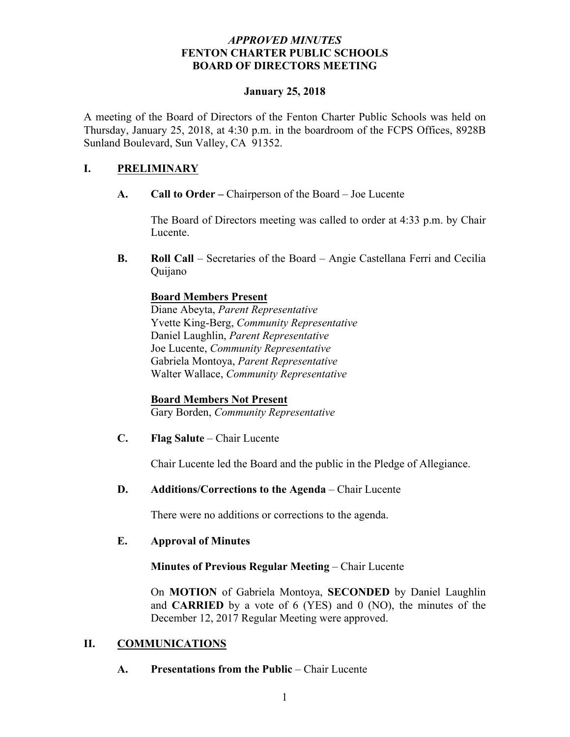***APPROVED MINUTES***
**FENTON CHARTER PUBLIC SCHOOLS**
**BOARD OF DIRECTORS MEETING**

**January 25, 2018**

A meeting of the Board of Directors of the Fenton Charter Public Schools was held on Thursday, January 25, 2018, at 4:30 p.m. in the boardroom of the FCPS Offices, 8928B Sunland Boulevard, Sun Valley, CA 91352.

## I. PRELIMINARY

**A. Call to Order –** Chairperson of the Board – Joe Lucente

The Board of Directors meeting was called to order at 4:33 p.m. by Chair Lucente.

**B. Roll Call** – Secretaries of the Board – Angie Castellana Ferri and Cecilia Quijano

**Board Members Present**
Diane Abeyta, *Parent Representative*
Yvette King-Berg, *Community Representative*
Daniel Laughlin, *Parent Representative*
Joe Lucente, *Community Representative*
Gabriela Montoya, *Parent Representative*
Walter Wallace, *Community Representative*

**Board Members Not Present**
Gary Borden, *Community Representative*

**C. Flag Salute** – Chair Lucente

Chair Lucente led the Board and the public in the Pledge of Allegiance.

**D. Additions/Corrections to the Agenda** – Chair Lucente

There were no additions or corrections to the agenda.

**E. Approval of Minutes**

**Minutes of Previous Regular Meeting** – Chair Lucente

On **MOTION** of Gabriela Montoya, **SECONDED** by Daniel Laughlin and **CARRIED** by a vote of 6 (YES) and 0 (NO), the minutes of the December 12, 2017 Regular Meeting were approved.

## II. COMMUNICATIONS

**A. Presentations from the Public** – Chair Lucente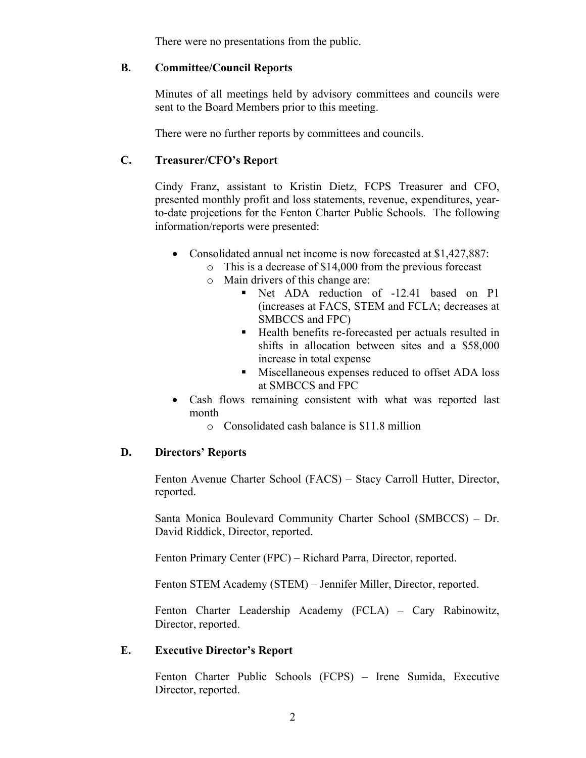There were no presentations from the public.

## B. Committee/Council Reports

Minutes of all meetings held by advisory committees and councils were sent to the Board Members prior to this meeting.

There were no further reports by committees and councils.

## C. Treasurer/CFO's Report

Cindy Franz, assistant to Kristin Dietz, FCPS Treasurer and CFO, presented monthly profit and loss statements, revenue, expenditures, year-to-date projections for the Fenton Charter Public Schools. The following information/reports were presented:

- Consolidated annual net income is now forecasted at $1,427,887:
  - This is a decrease of $14,000 from the previous forecast
  - Main drivers of this change are:
    - Net ADA reduction of -12.41 based on P1 (increases at FACS, STEM and FCLA; decreases at SMBCCS and FPC)
    - Health benefits re-forecasted per actuals resulted in shifts in allocation between sites and a $58,000 increase in total expense
    - Miscellaneous expenses reduced to offset ADA loss at SMBCCS and FPC
- Cash flows remaining consistent with what was reported last month
  - Consolidated cash balance is $11.8 million

## D. Directors' Reports

Fenton Avenue Charter School (FACS) – Stacy Carroll Hutter, Director, reported.

Santa Monica Boulevard Community Charter School (SMBCCS) – Dr. David Riddick, Director, reported.

Fenton Primary Center (FPC) – Richard Parra, Director, reported.

Fenton STEM Academy (STEM) – Jennifer Miller, Director, reported.

Fenton Charter Leadership Academy (FCLA) – Cary Rabinowitz, Director, reported.

## E. Executive Director's Report

Fenton Charter Public Schools (FCPS) – Irene Sumida, Executive Director, reported.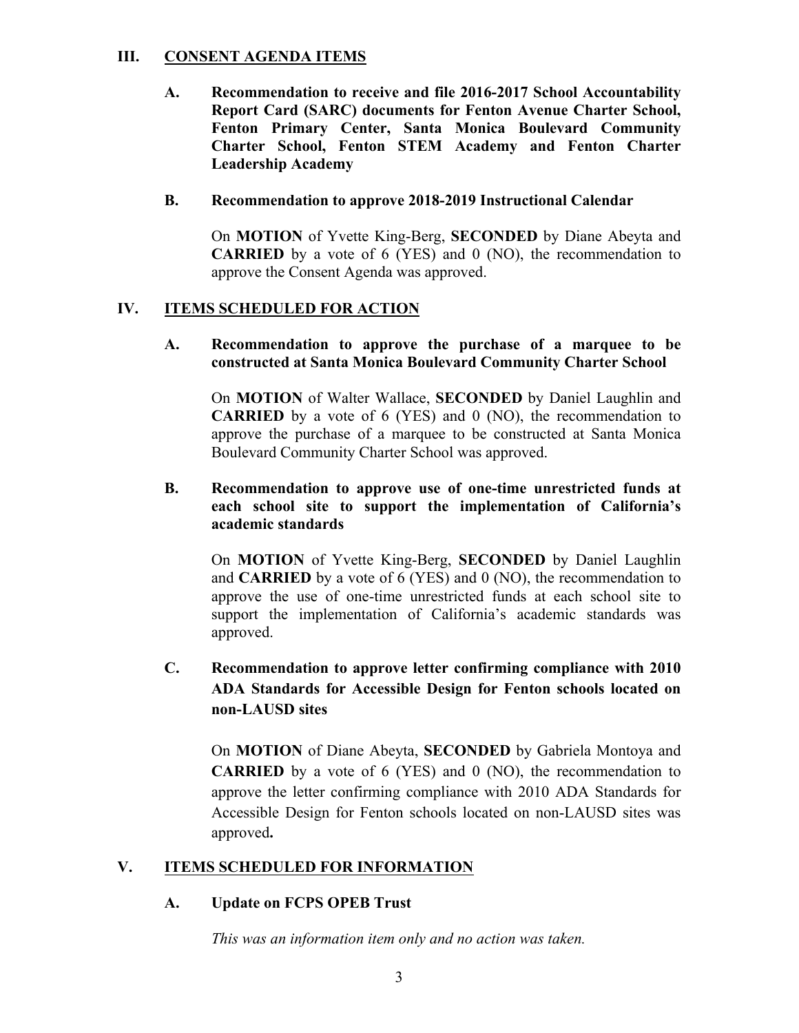## III. CONSENT AGENDA ITEMS

**A. Recommendation to receive and file 2016-2017 School Accountability Report Card (SARC) documents for Fenton Avenue Charter School, Fenton Primary Center, Santa Monica Boulevard Community Charter School, Fenton STEM Academy and Fenton Charter Leadership Academy**

**B. Recommendation to approve 2018-2019 Instructional Calendar**

On **MOTION** of Yvette King-Berg, **SECONDED** by Diane Abeyta and **CARRIED** by a vote of 6 (YES) and 0 (NO), the recommendation to approve the Consent Agenda was approved.

## IV. ITEMS SCHEDULED FOR ACTION

**A. Recommendation to approve the purchase of a marquee to be constructed at Santa Monica Boulevard Community Charter School**

On **MOTION** of Walter Wallace, **SECONDED** by Daniel Laughlin and **CARRIED** by a vote of 6 (YES) and 0 (NO), the recommendation to approve the purchase of a marquee to be constructed at Santa Monica Boulevard Community Charter School was approved.

**B. Recommendation to approve use of one-time unrestricted funds at each school site to support the implementation of California's academic standards**

On **MOTION** of Yvette King-Berg, **SECONDED** by Daniel Laughlin and **CARRIED** by a vote of 6 (YES) and 0 (NO), the recommendation to approve the use of one-time unrestricted funds at each school site to support the implementation of California's academic standards was approved.

**C. Recommendation to approve letter confirming compliance with 2010 ADA Standards for Accessible Design for Fenton schools located on non-LAUSD sites**

On **MOTION** of Diane Abeyta, **SECONDED** by Gabriela Montoya and **CARRIED** by a vote of 6 (YES) and 0 (NO), the recommendation to approve the letter confirming compliance with 2010 ADA Standards for Accessible Design for Fenton schools located on non-LAUSD sites was approved**.**

## V. ITEMS SCHEDULED FOR INFORMATION

**A. Update on FCPS OPEB Trust**

*This was an information item only and no action was taken.*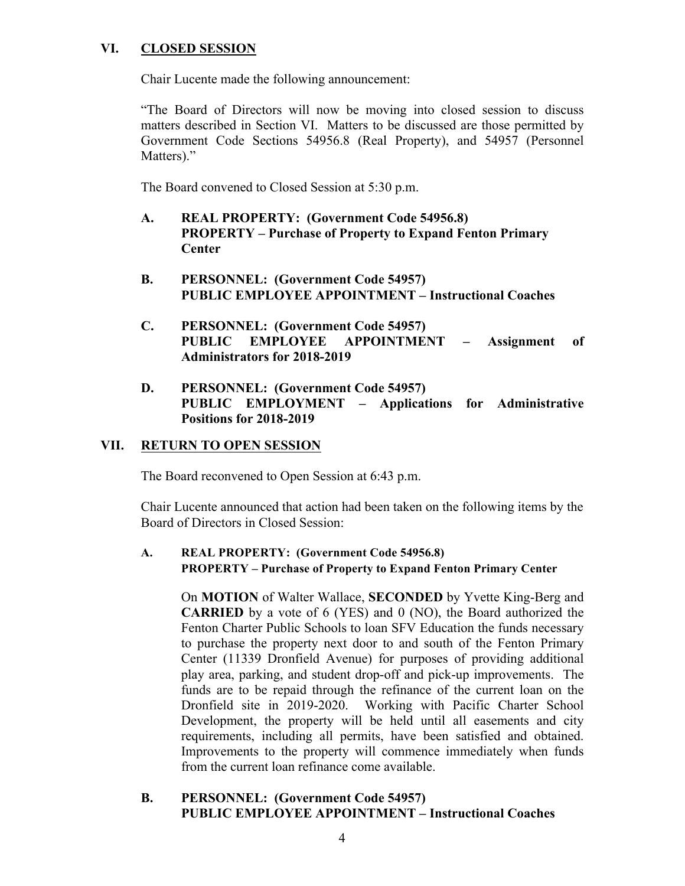## VI. CLOSED SESSION

Chair Lucente made the following announcement:

"The Board of Directors will now be moving into closed session to discuss matters described in Section VI. Matters to be discussed are those permitted by Government Code Sections 54956.8 (Real Property), and 54957 (Personnel Matters)."

The Board convened to Closed Session at 5:30 p.m.

**A. REAL PROPERTY: (Government Code 54956.8)
PROPERTY – Purchase of Property to Expand Fenton Primary Center**

**B. PERSONNEL: (Government Code 54957)
PUBLIC EMPLOYEE APPOINTMENT – Instructional Coaches**

**C. PERSONNEL: (Government Code 54957)
PUBLIC EMPLOYEE APPOINTMENT – Assignment of Administrators for 2018-2019**

**D. PERSONNEL: (Government Code 54957)
PUBLIC EMPLOYMENT – Applications for Administrative Positions for 2018-2019**

## VII. RETURN TO OPEN SESSION

The Board reconvened to Open Session at 6:43 p.m.

Chair Lucente announced that action had been taken on the following items by the Board of Directors in Closed Session:

**A. REAL PROPERTY: (Government Code 54956.8)
PROPERTY – Purchase of Property to Expand Fenton Primary Center**

On **MOTION** of Walter Wallace, **SECONDED** by Yvette King-Berg and **CARRIED** by a vote of 6 (YES) and 0 (NO), the Board authorized the Fenton Charter Public Schools to loan SFV Education the funds necessary to purchase the property next door to and south of the Fenton Primary Center (11339 Dronfield Avenue) for purposes of providing additional play area, parking, and student drop-off and pick-up improvements. The funds are to be repaid through the refinance of the current loan on the Dronfield site in 2019-2020. Working with Pacific Charter School Development, the property will be held until all easements and city requirements, including all permits, have been satisfied and obtained. Improvements to the property will commence immediately when funds from the current loan refinance come available.

**B. PERSONNEL: (Government Code 54957)
PUBLIC EMPLOYEE APPOINTMENT – Instructional Coaches**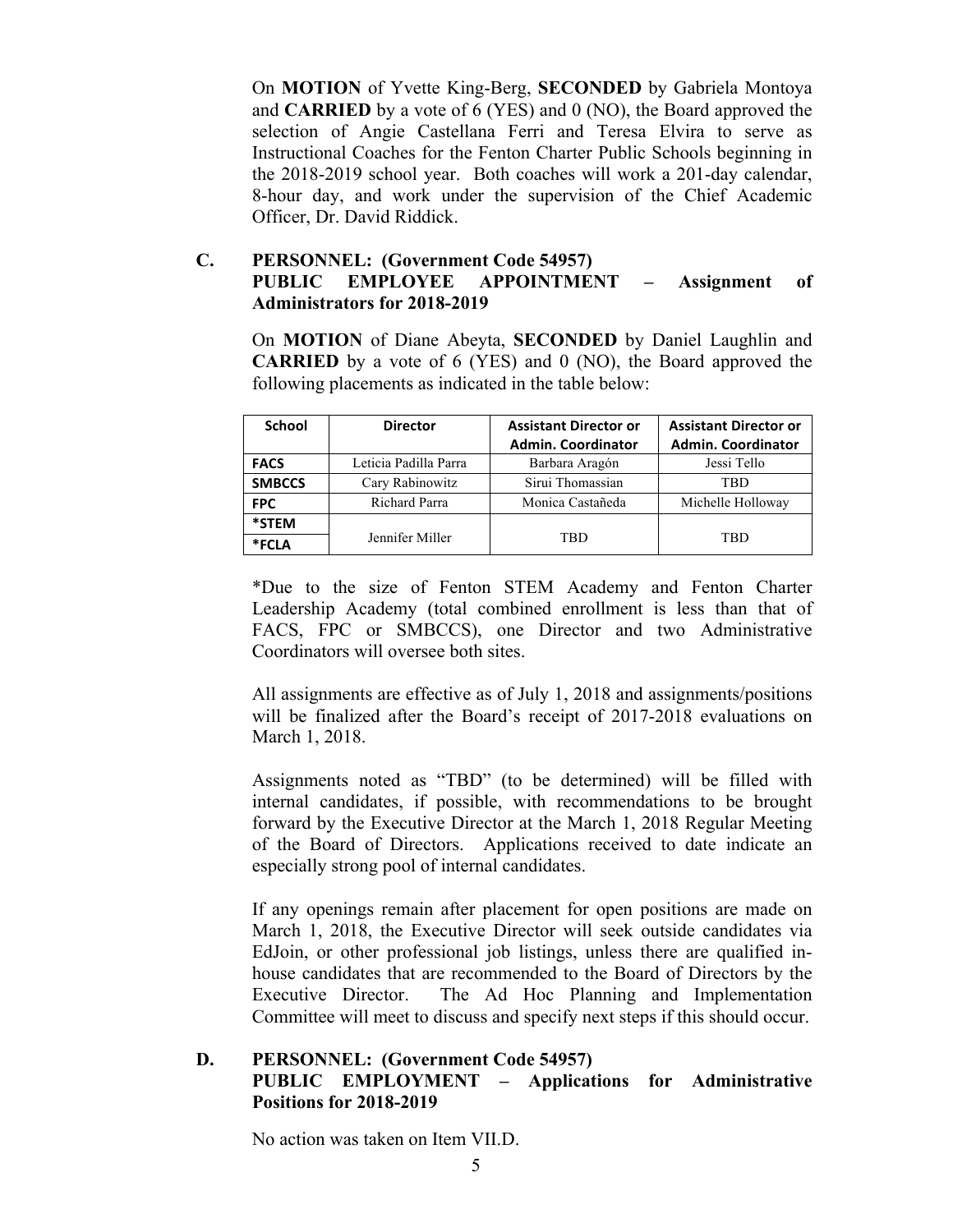On **MOTION** of Yvette King-Berg, **SECONDED** by Gabriela Montoya and **CARRIED** by a vote of 6 (YES) and 0 (NO), the Board approved the selection of Angie Castellana Ferri and Teresa Elvira to serve as Instructional Coaches for the Fenton Charter Public Schools beginning in the 2018-2019 school year. Both coaches will work a 201-day calendar, 8-hour day, and work under the supervision of the Chief Academic Officer, Dr. David Riddick.

## C. PERSONNEL: (Government Code 54957) PUBLIC EMPLOYEE APPOINTMENT – Assignment of Administrators for 2018-2019

On **MOTION** of Diane Abeyta, **SECONDED** by Daniel Laughlin and **CARRIED** by a vote of 6 (YES) and 0 (NO), the Board approved the following placements as indicated in the table below:

| School | Director | Assistant Director or Admin. Coordinator | Assistant Director or Admin. Coordinator |
|---|---|---|---|
| FACS | Leticia Padilla Parra | Barbara Aragón | Jessi Tello |
| SMBCCS | Cary Rabinowitz | Sirui Thomassian | TBD |
| FPC | Richard Parra | Monica Castañeda | Michelle Holloway |
| *STEM | Jennifer Miller | TBD | TBD |
| *FCLA | | | |

*Due to the size of Fenton STEM Academy and Fenton Charter Leadership Academy (total combined enrollment is less than that of FACS, FPC or SMBCCS), one Director and two Administrative Coordinators will oversee both sites.

All assignments are effective as of July 1, 2018 and assignments/positions will be finalized after the Board's receipt of 2017-2018 evaluations on March 1, 2018.

Assignments noted as "TBD" (to be determined) will be filled with internal candidates, if possible, with recommendations to be brought forward by the Executive Director at the March 1, 2018 Regular Meeting of the Board of Directors. Applications received to date indicate an especially strong pool of internal candidates.

If any openings remain after placement for open positions are made on March 1, 2018, the Executive Director will seek outside candidates via EdJoin, or other professional job listings, unless there are qualified in-house candidates that are recommended to the Board of Directors by the Executive Director. The Ad Hoc Planning and Implementation Committee will meet to discuss and specify next steps if this should occur.

## D. PERSONNEL: (Government Code 54957) PUBLIC EMPLOYMENT – Applications for Administrative Positions for 2018-2019

No action was taken on Item VII.D.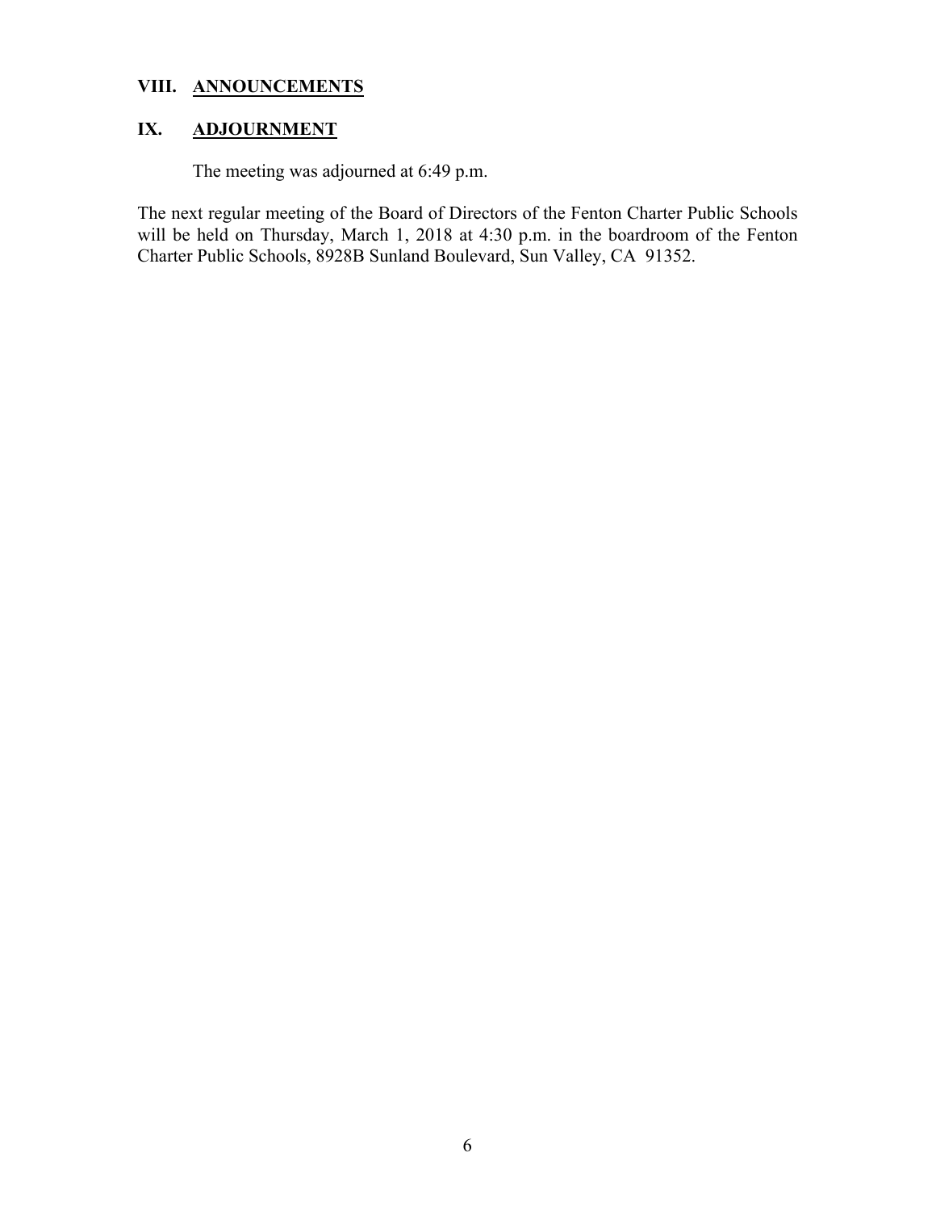## VIII. <u>ANNOUNCEMENTS</u>

## IX. <u>ADJOURNMENT</u>

The meeting was adjourned at 6:49 p.m.

The next regular meeting of the Board of Directors of the Fenton Charter Public Schools will be held on Thursday, March 1, 2018 at 4:30 p.m. in the boardroom of the Fenton Charter Public Schools, 8928B Sunland Boulevard, Sun Valley, CA 91352.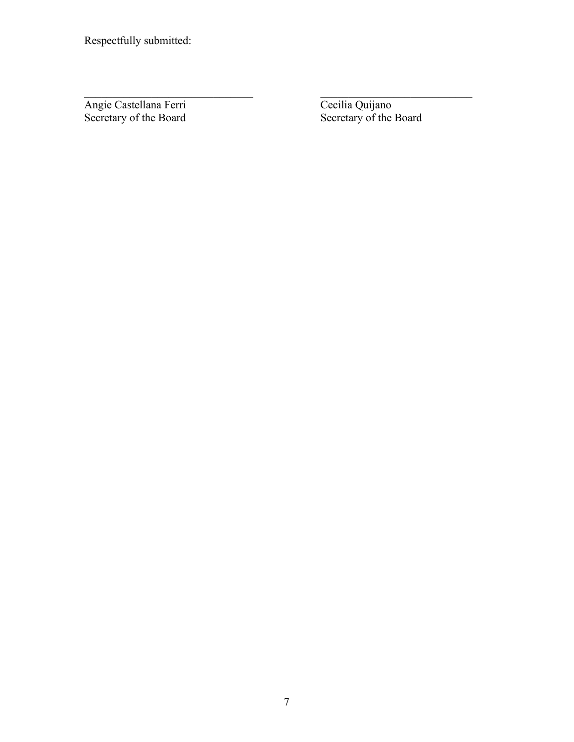Respectfully submitted:

\_\_\_\_\_\_\_\_\_\_\_\_\_\_\_\_\_\_\_\_\_\_\_\_\_\_\_\_\_\_
Angie Castellana Ferri
Secretary of the Board

\_\_\_\_\_\_\_\_\_\_\_\_\_\_\_\_\_\_\_\_\_\_\_\_\_\_\_\_\_\_
Cecilia Quijano
Secretary of the Board